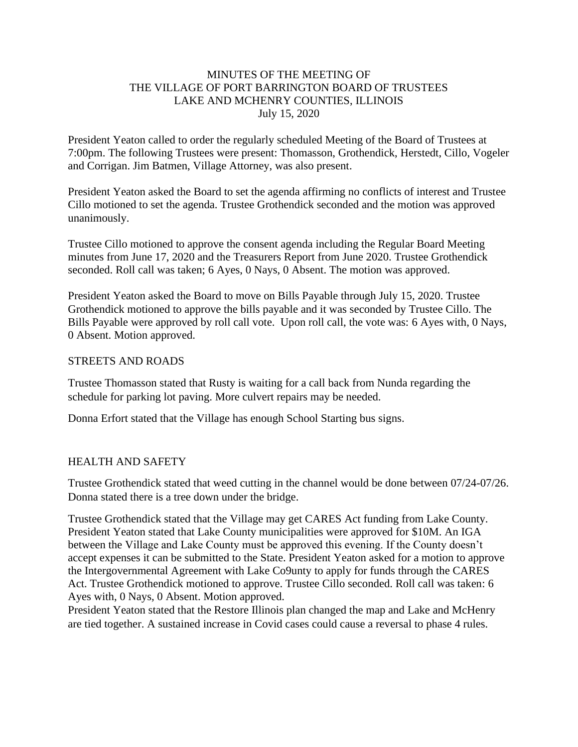# MINUTES OF THE MEETING OF THE VILLAGE OF PORT BARRINGTON BOARD OF TRUSTEES LAKE AND MCHENRY COUNTIES, ILLINOIS

July 15, 2020

President Yeaton called to order the regularly scheduled Meeting of the Board of Trustees at 7:00pm. The following Trustees were present: Thomasson, Grothendick, Herstedt, Cillo, Vogeler and Corrigan. Jim Batmen, Village Attorney, was also present.

President Yeaton asked the Board to set the agenda affirming no conflicts of interest and Trustee Cillo motioned to set the agenda. Trustee Grothendick seconded and the motion was approved unanimously.

Trustee Cillo motioned to approve the consent agenda including the Regular Board Meeting minutes from June 17, 2020 and the Treasurers Report from June 2020. Trustee Grothendick seconded. Roll call was taken; 6 Ayes, 0 Nays, 0 Absent. The motion was approved.

President Yeaton asked the Board to move on Bills Payable through July 15, 2020. Trustee Grothendick motioned to approve the bills payable and it was seconded by Trustee Cillo. The Bills Payable were approved by roll call vote. Upon roll call, the vote was: 6 Ayes with, 0 Nays, 0 Absent. Motion approved.

## STREETS AND ROADS

Trustee Thomasson stated that Rusty is waiting for a call back from Nunda regarding the schedule for parking lot paving. More culvert repairs may be needed.

Donna Erfort stated that the Village has enough School Starting bus signs.

## HEALTH AND SAFETY

Trustee Grothendick stated that weed cutting in the channel would be done between 07/24-07/26. Donna stated there is a tree down under the bridge.

Trustee Grothendick stated that the Village may get CARES Act funding from Lake County. President Yeaton stated that Lake County municipalities were approved for $10M. An IGA between the Village and Lake County must be approved this evening. If the County doesn't accept expenses it can be submitted to the State. President Yeaton asked for a motion to approve the Intergovernmental Agreement with Lake Co9unty to apply for funds through the CARES Act. Trustee Grothendick motioned to approve. Trustee Cillo seconded. Roll call was taken: 6 Ayes with, 0 Nays, 0 Absent. Motion approved.

President Yeaton stated that the Restore Illinois plan changed the map and Lake and McHenry are tied together. A sustained increase in Covid cases could cause a reversal to phase 4 rules.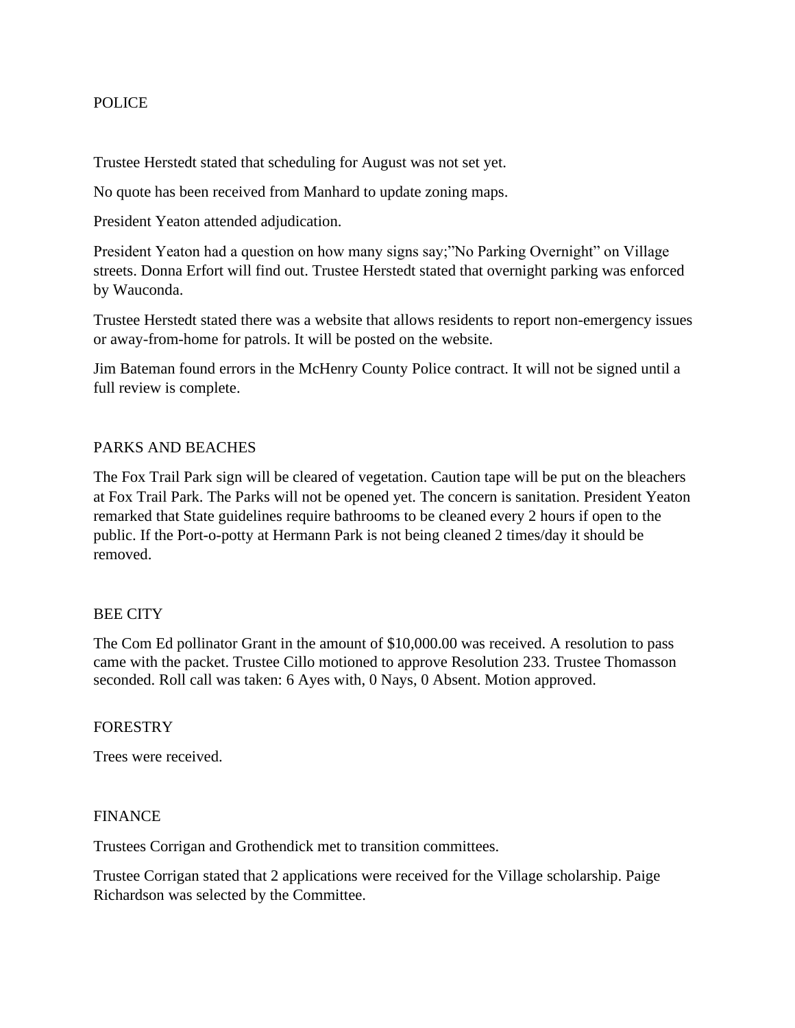## POLICE

Trustee Herstedt stated that scheduling for August was not set yet.

No quote has been received from Manhard to update zoning maps.

President Yeaton attended adjudication.

President Yeaton had a question on how many signs say;"No Parking Overnight" on Village streets. Donna Erfort will find out. Trustee Herstedt stated that overnight parking was enforced by Wauconda.

Trustee Herstedt stated there was a website that allows residents to report non-emergency issues or away-from-home for patrols. It will be posted on the website.

Jim Bateman found errors in the McHenry County Police contract. It will not be signed until a full review is complete.

## PARKS AND BEACHES

The Fox Trail Park sign will be cleared of vegetation. Caution tape will be put on the bleachers at Fox Trail Park. The Parks will not be opened yet. The concern is sanitation. President Yeaton remarked that State guidelines require bathrooms to be cleaned every 2 hours if open to the public. If the Port-o-potty at Hermann Park is not being cleaned 2 times/day it should be removed.

## BEE CITY

The Com Ed pollinator Grant in the amount of $10,000.00 was received. A resolution to pass came with the packet. Trustee Cillo motioned to approve Resolution 233. Trustee Thomasson seconded. Roll call was taken: 6 Ayes with, 0 Nays, 0 Absent. Motion approved.

## FORESTRY

Trees were received.

## FINANCE

Trustees Corrigan and Grothendick met to transition committees.

Trustee Corrigan stated that 2 applications were received for the Village scholarship. Paige Richardson was selected by the Committee.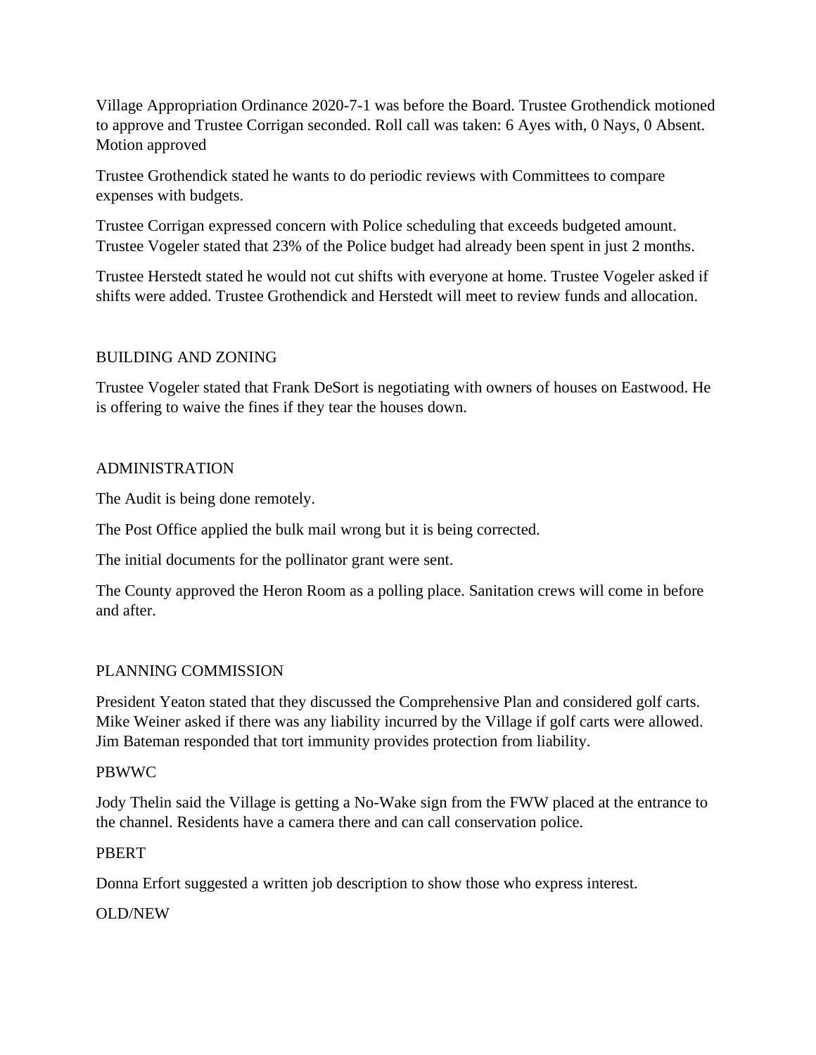Village Appropriation Ordinance 2020-7-1 was before the Board. Trustee Grothendick motioned to approve and Trustee Corrigan seconded. Roll call was taken: 6 Ayes with, 0 Nays, 0 Absent. Motion approved

Trustee Grothendick stated he wants to do periodic reviews with Committees to compare expenses with budgets.

Trustee Corrigan expressed concern with Police scheduling that exceeds budgeted amount. Trustee Vogeler stated that 23% of the Police budget had already been spent in just 2 months.

Trustee Herstedt stated he would not cut shifts with everyone at home. Trustee Vogeler asked if shifts were added. Trustee Grothendick and Herstedt will meet to review funds and allocation.

BUILDING AND ZONING

Trustee Vogeler stated that Frank DeSort is negotiating with owners of houses on Eastwood. He is offering to waive the fines if they tear the houses down.

ADMINISTRATION

The Audit is being done remotely.

The Post Office applied the bulk mail wrong but it is being corrected.

The initial documents for the pollinator grant were sent.

The County approved the Heron Room as a polling place. Sanitation crews will come in before and after.

PLANNING COMMISSION

President Yeaton stated that they discussed the Comprehensive Plan and considered golf carts. Mike Weiner asked if there was any liability incurred by the Village if golf carts were allowed. Jim Bateman responded that tort immunity provides protection from liability.

PBWWC

Jody Thelin said the Village is getting a No-Wake sign from the FWW placed at the entrance to the channel. Residents have a camera there and can call conservation police.

PBERT

Donna Erfort suggested a written job description to show those who express interest.

OLD/NEW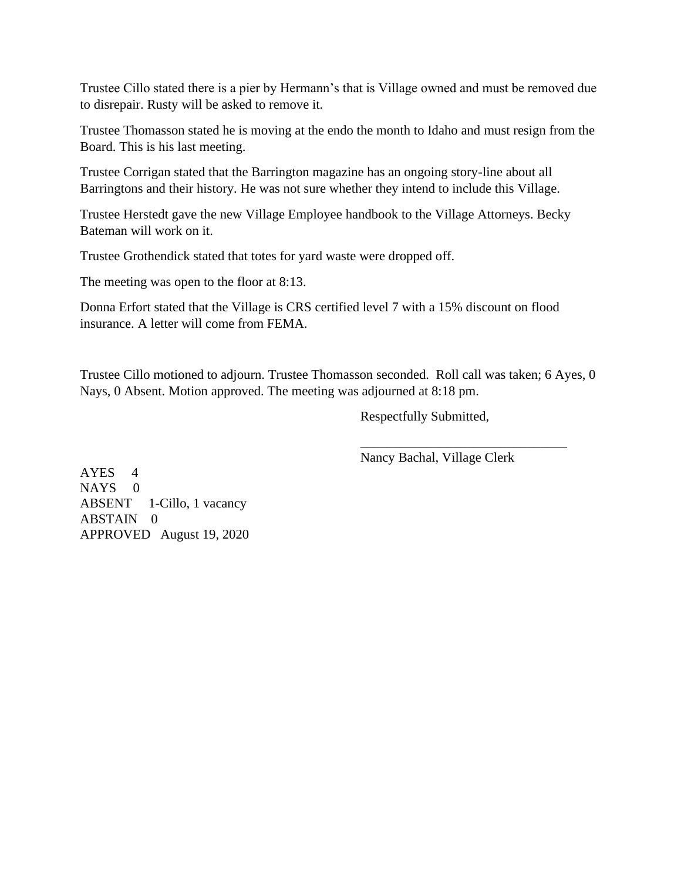Trustee Cillo stated there is a pier by Hermann's that is Village owned and must be removed due to disrepair. Rusty will be asked to remove it.

Trustee Thomasson stated he is moving at the endo the month to Idaho and must resign from the Board. This is his last meeting.

Trustee Corrigan stated that the Barrington magazine has an ongoing story-line about all Barringtons and their history. He was not sure whether they intend to include this Village.

Trustee Herstedt gave the new Village Employee handbook to the Village Attorneys. Becky Bateman will work on it.

Trustee Grothendick stated that totes for yard waste were dropped off.

The meeting was open to the floor at 8:13.

Donna Erfort stated that the Village is CRS certified level 7 with a 15% discount on flood insurance. A letter will come from FEMA.

Trustee Cillo motioned to adjourn. Trustee Thomasson seconded. Roll call was taken; 6 Ayes, 0 Nays, 0 Absent. Motion approved. The meeting was adjourned at 8:18 pm.

Respectfully Submitted,

\_\_\_\_\_\_\_\_\_\_\_\_\_\_\_\_\_\_\_\_\_\_\_\_\_\_\_\_\_\_\_\_

Nancy Bachal, Village Clerk

AYES 4
NAYS 0
ABSENT 1-Cillo, 1 vacancy
ABSTAIN 0
APPROVED August 19, 2020